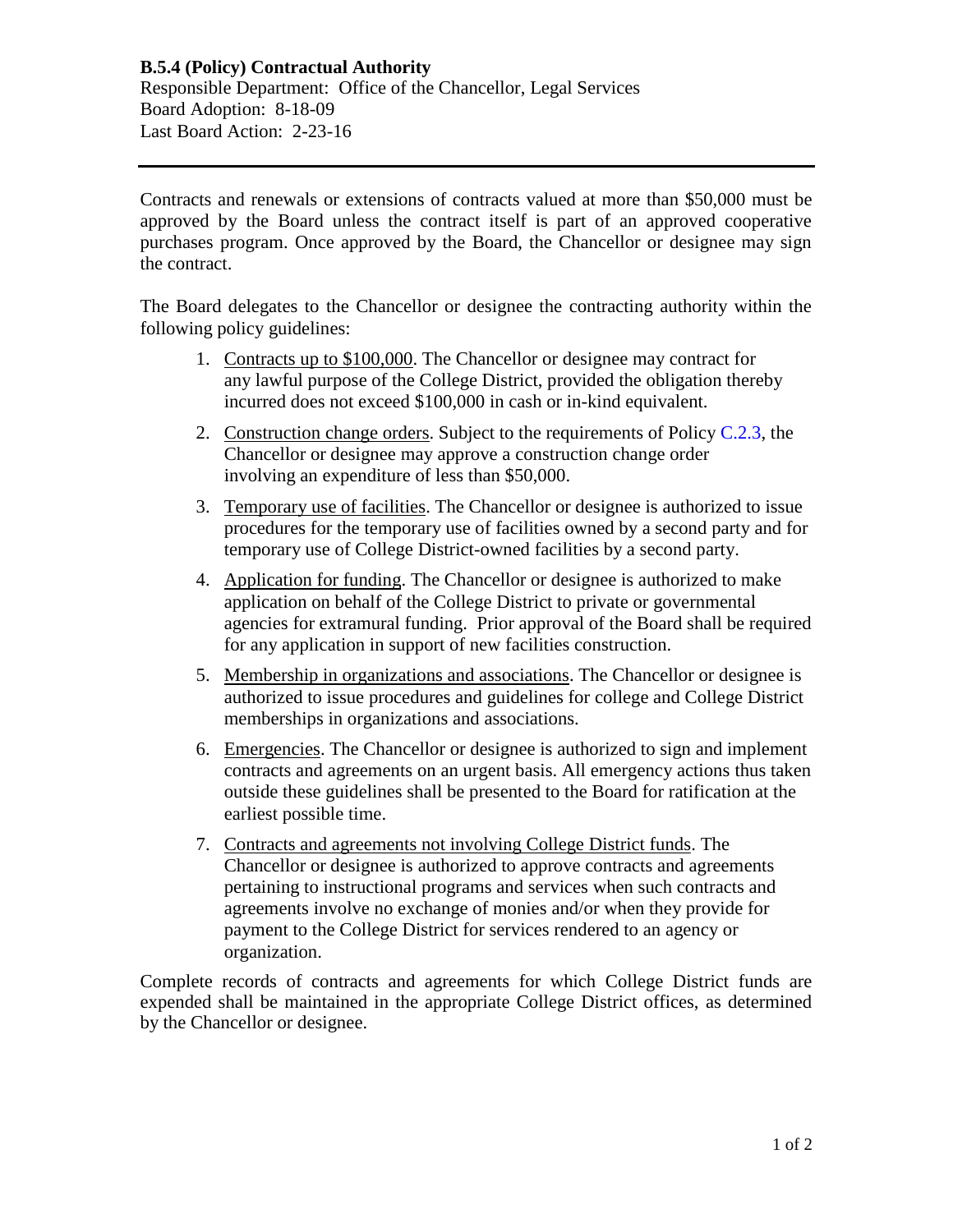**B.5.4 (Policy) Contractual Authority**

Responsible Department: Office of the Chancellor, Legal Services
Board Adoption: 8-18-09
Last Board Action: 2-23-16

---

Contracts and renewals or extensions of contracts valued at more than $50,000 must be approved by the Board unless the contract itself is part of an approved cooperative purchases program. Once approved by the Board, the Chancellor or designee may sign the contract.

The Board delegates to the Chancellor or designee the contracting authority within the following policy guidelines:

1. Contracts up to $100,000. The Chancellor or designee may contract for any lawful purpose of the College District, provided the obligation thereby incurred does not exceed $100,000 in cash or in-kind equivalent.
2. Construction change orders. Subject to the requirements of Policy C.2.3, the Chancellor or designee may approve a construction change order involving an expenditure of less than $50,000.
3. Temporary use of facilities. The Chancellor or designee is authorized to issue procedures for the temporary use of facilities owned by a second party and for temporary use of College District-owned facilities by a second party.
4. Application for funding. The Chancellor or designee is authorized to make application on behalf of the College District to private or governmental agencies for extramural funding. Prior approval of the Board shall be required for any application in support of new facilities construction.
5. Membership in organizations and associations. The Chancellor or designee is authorized to issue procedures and guidelines for college and College District memberships in organizations and associations.
6. Emergencies. The Chancellor or designee is authorized to sign and implement contracts and agreements on an urgent basis. All emergency actions thus taken outside these guidelines shall be presented to the Board for ratification at the earliest possible time.
7. Contracts and agreements not involving College District funds. The Chancellor or designee is authorized to approve contracts and agreements pertaining to instructional programs and services when such contracts and agreements involve no exchange of monies and/or when they provide for payment to the College District for services rendered to an agency or organization.

Complete records of contracts and agreements for which College District funds are expended shall be maintained in the appropriate College District offices, as determined by the Chancellor or designee.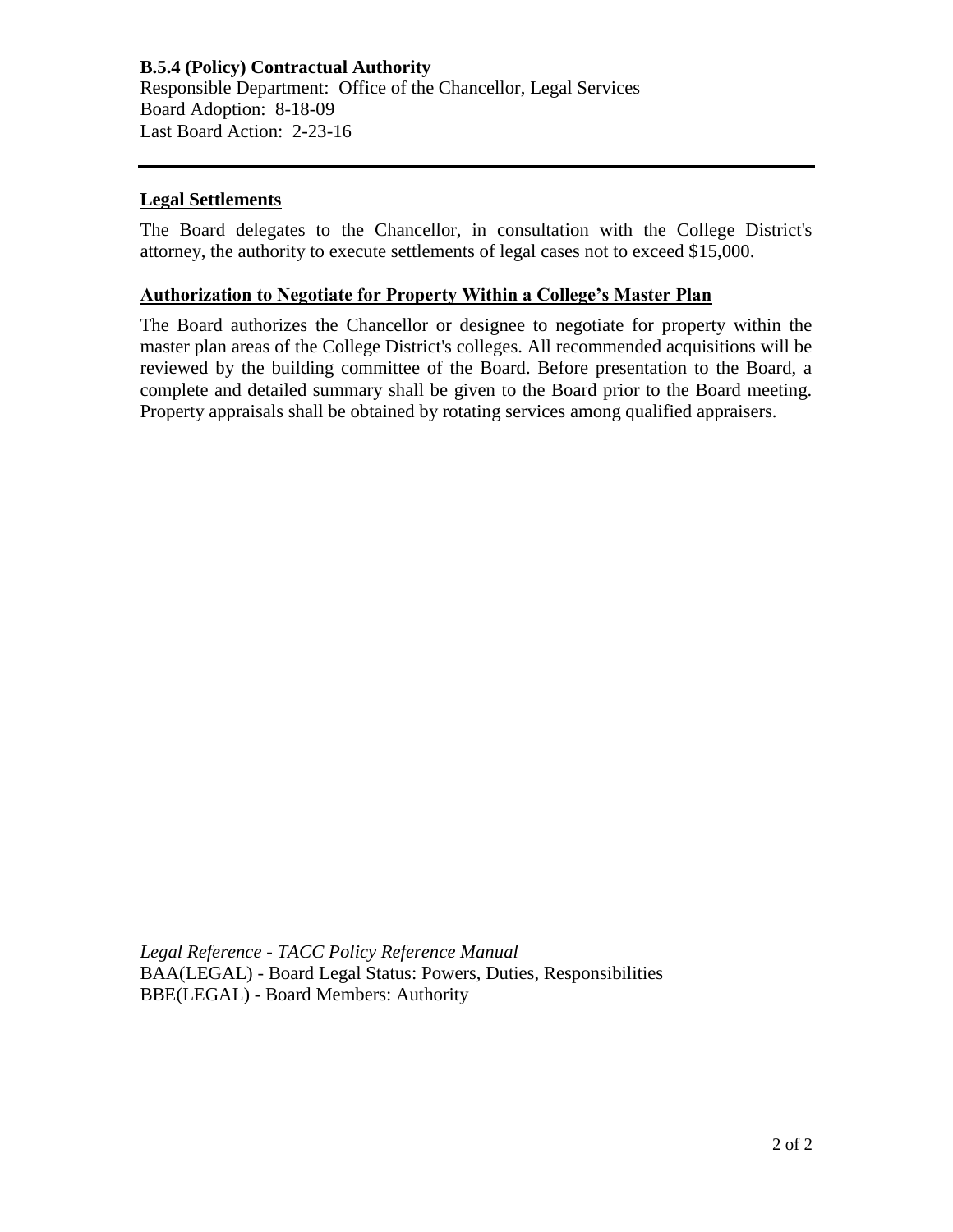**B.5.4 (Policy) Contractual Authority**
Responsible Department: Office of the Chancellor, Legal Services
Board Adoption: 8-18-09
Last Board Action: 2-23-16

---

## Legal Settlements

The Board delegates to the Chancellor, in consultation with the College District's attorney, the authority to execute settlements of legal cases not to exceed $15,000.

## Authorization to Negotiate for Property Within a College's Master Plan

The Board authorizes the Chancellor or designee to negotiate for property within the master plan areas of the College District's colleges. All recommended acquisitions will be reviewed by the building committee of the Board. Before presentation to the Board, a complete and detailed summary shall be given to the Board prior to the Board meeting. Property appraisals shall be obtained by rotating services among qualified appraisers.

*Legal Reference - TACC Policy Reference Manual*
BAA(LEGAL) - Board Legal Status: Powers, Duties, Responsibilities
BBE(LEGAL) - Board Members: Authority